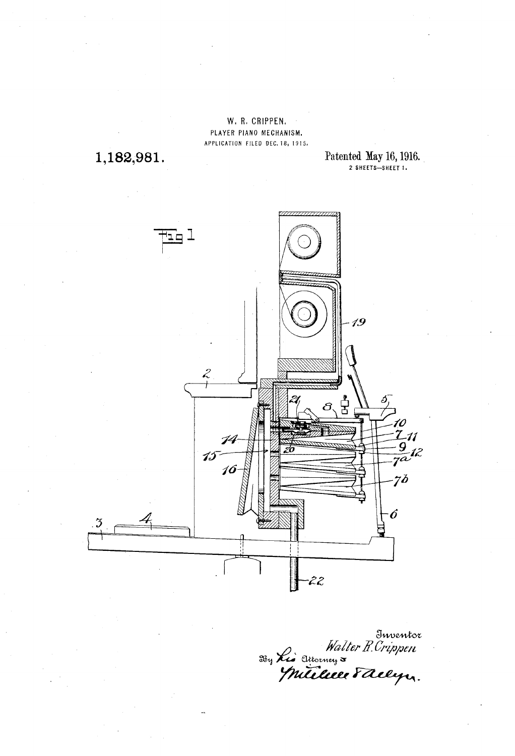W. R. CRIPPEN.

PLAYER PIANO MECHANISM.

APPLICATION FILED DEC. 18, 1915.

**1,182,981.**

Patented May 16, 1916.

2 SHEETS—SHEET 1.

Fig 1

Inventor

*Walter R. Crippen*

By his Attorneys

*Mitchell & Allyn.*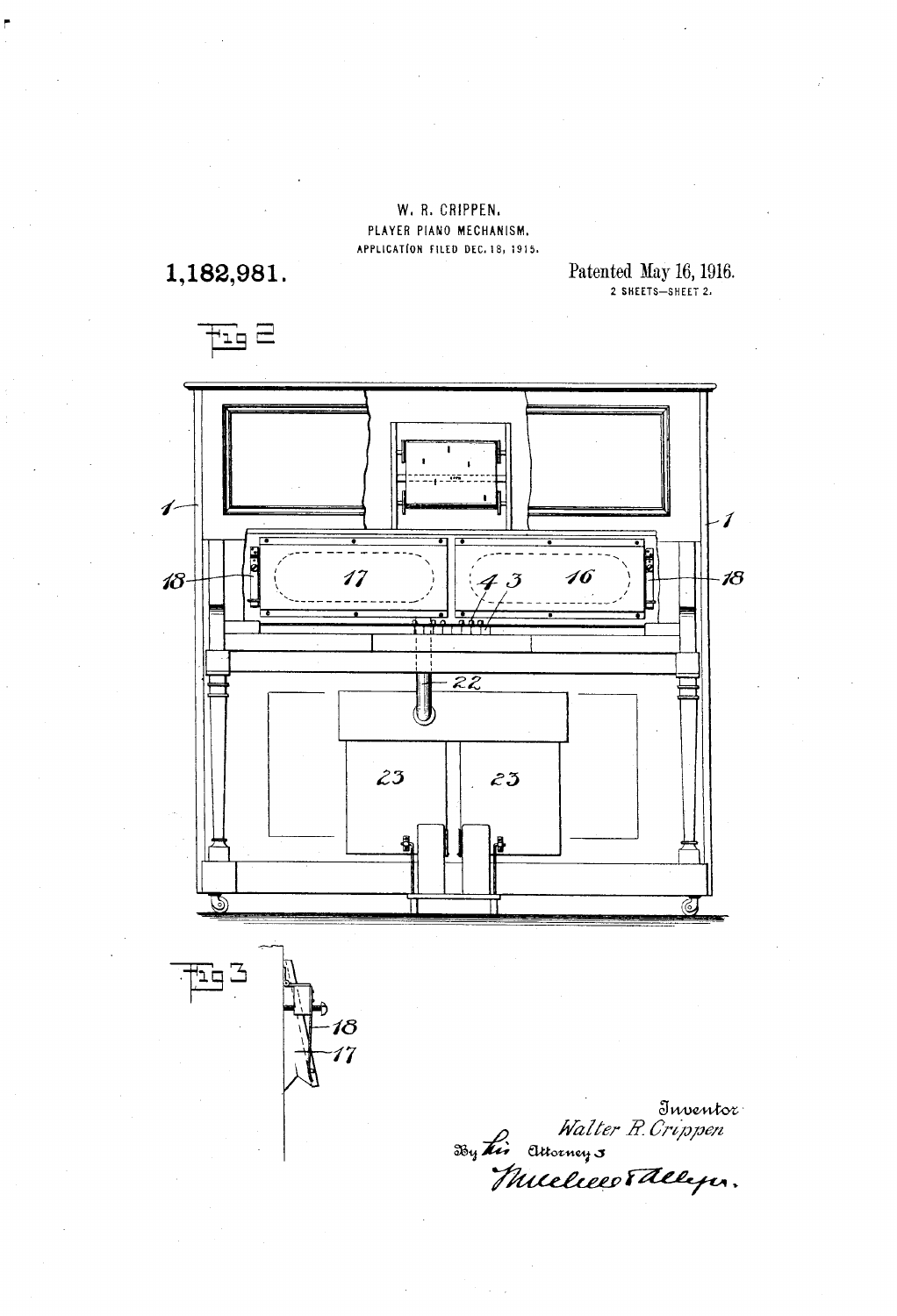W. R. CRIPPEN.

PLAYER PIANO MECHANISM.

APPLICATION FILED DEC. 18, 1915.

**1,182,981.**

Patented May 16, 1916.

2 SHEETS—SHEET 2.

Fig 2

1 1 18 17 4 3 16 18 22 23 23

Fig 3

18 17

Inventor
*Walter R. Crippen*

By his Attorneys
*Mulaleen & Allen.*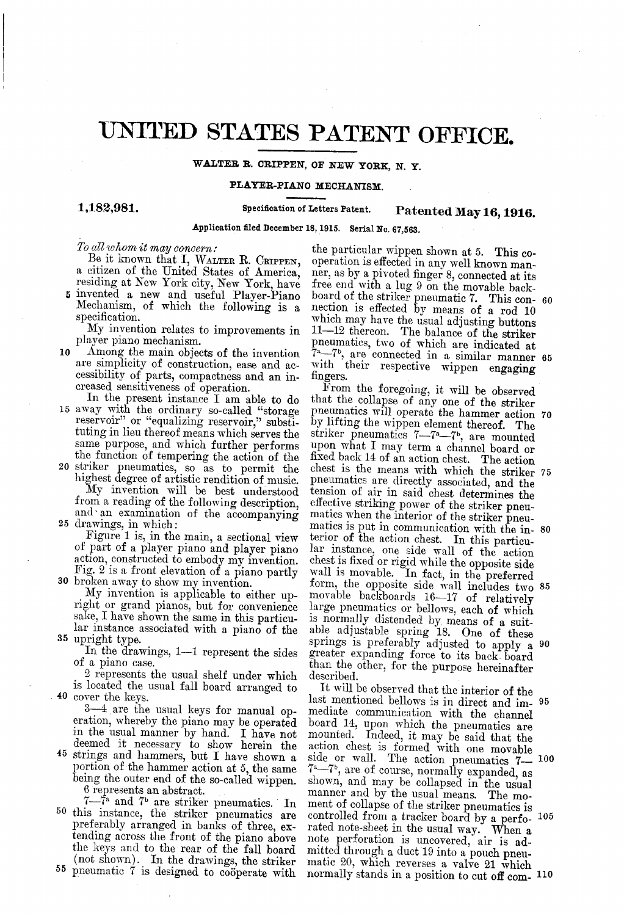# UNITED STATES PATENT OFFICE.

WALTER R. CRIPPEN, OF NEW YORK, N. Y.

PLAYER-PIANO MECHANISM.

**1,182,981.** Specification of Letters Patent. **Patented May 16, 1916.**

Application filed December 18, 1915. Serial No. 67,563.

*To all whom it may concern:*

Be it known that I, WALTER R. CRIPPEN, a citizen of the United States of America, residing at New York city, New York, have invented a new and useful Player-Piano Mechanism, of which the following is a specification.

My invention relates to improvements in player piano mechanism.

Among the main objects of the invention are simplicity of construction, ease and accessibility of parts, compactness and an increased sensitiveness of operation.

In the present instance I am able to do away with the ordinary so-called "storage reservoir" or "equalizing reservoir," substituting in lieu thereof means which serves the same purpose, and which further performs the function of tempering the action of the striker pneumatics, so as to permit the highest degree of artistic rendition of music.

My invention will be best understood from a reading of the following description, and an examination of the accompanying drawings, in which:

Figure 1 is, in the main, a sectional view of part of a player piano and player piano action, constructed to embody my invention. Fig. 2 is a front elevation of a piano partly broken away to show my invention.

My invention is applicable to either upright or grand pianos, but for convenience sake, I have shown the same in this particular instance associated with a piano of the upright type.

In the drawings, 1—1 represent the sides of a piano case.

2 represents the usual shelf under which is located the usual fall board arranged to cover the keys.

3—4 are the usual keys for manual operation, whereby the piano may be operated in the usual manner by hand. I have not deemed it necessary to show herein the strings and hammers, but I have shown a portion of the hammer action at 5, the same being the outer end of the so-called wippen.

6 represents an abstract.

7—7[a] and 7[b] are striker pneumatics. In this instance, the striker pneumatics are preferably arranged in banks of three, extending across the front of the piano above the keys and to the rear of the fall board (not shown). In the drawings, the striker pneumatic 7 is designed to coöperate with the particular wippen shown at 5. This coöperation is effected in any well known manner, as by a pivoted finger 8, connected at its free end with a lug 9 on the movable backboard of the striker pneumatic 7. This connection is effected by means of a rod 10 which may have the usual adjusting buttons 11—12 thereon. The balance of the striker pneumatics, two of which are indicated at 7[a]—7[b], are connected in a similar manner with their respective wippen engaging fingers.

From the foregoing, it will be observed that the collapse of any one of the striker pneumatics will operate the hammer action by lifting the wippen element thereof. The striker pneumatics 7—7[a]—7[b], are mounted upon what I may term a channel board or fixed back 14 of an action chest. The action chest is the means with which the striker pneumatics are directly associated, and the tension of air in said chest determines the effective striking power of the striker pneumatics when the interior of the striker pneumatics is put in communication with the interior of the action chest. In this particular instance, one side wall of the action chest is fixed or rigid while the opposite side wall is movable. In fact, in the preferred form, the opposite side wall includes two movable backboards 16—17 of relatively large pneumatics or bellows, each of which is normally distended by means of a suitable adjustable spring 18. One of these springs is preferably adjusted to apply a greater expanding force to its back board than the other, for the purpose hereinafter described.

It will be observed that the interior of the last mentioned bellows is in direct and immediate communication with the channel board 14, upon which the pneumatics are mounted. Indeed, it may be said that the action chest is formed with one movable side or wall. The action pneumatics 7—7[a]—7[b], are of course, normally expanded, as shown, and may be collapsed in the usual manner and by the usual means. The moment of collapse of the striker pneumatics is controlled from a tracker board by a perforated note-sheet in the usual way. When a note perforation is uncovered, air is admitted through a duct 19 into a pouch pneumatic 20, which reverses a valve 21 which normally stands in a position to cut off com-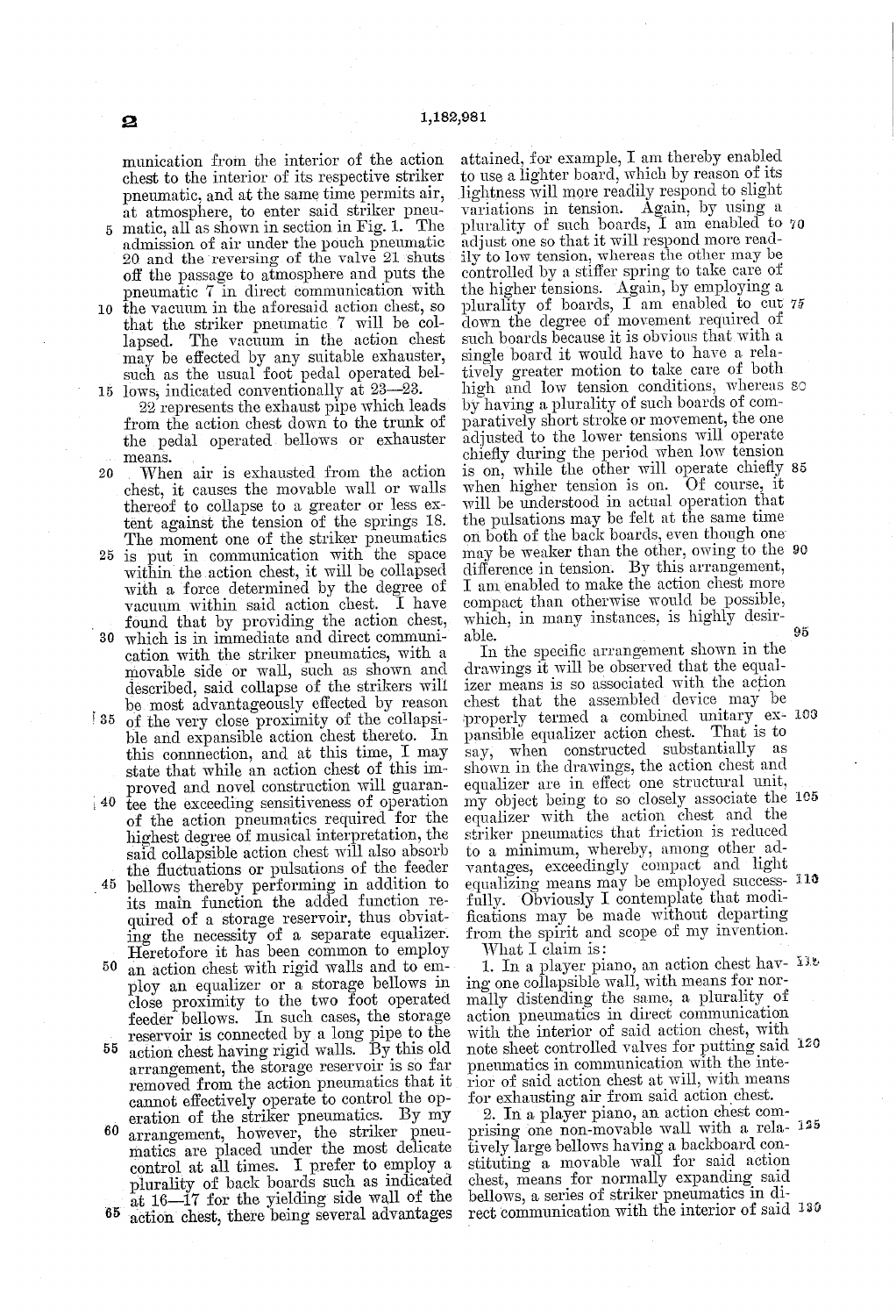munication from the interior of the action chest to the interior of its respective striker pneumatic, and at the same time permits air, at atmosphere, to enter said striker pneumatic, all as shown in section in Fig. 1. The admission of air under the pouch pneumatic 20 and the reversing of the valve 21 shuts off the passage to atmosphere and puts the pneumatic 7 in direct communication with the vacuum in the aforesaid action chest, so that the striker pneumatic 7 will be collapsed. The vacuum in the action chest may be effected by any suitable exhauster, such as the usual foot pedal operated bellows, indicated conventionally at 23—23.

22 represents the exhaust pipe which leads from the action chest down to the trunk of the pedal operated bellows or exhauster means.

When air is exhausted from the action chest, it causes the movable wall or walls thereof to collapse to a greater or less extent against the tension of the springs 18. The moment one of the striker pneumatics is put in communication with the space within the action chest, it will be collapsed with a force determined by the degree of vacuum within said action chest. I have found that by providing the action chest, which is in immediate and direct communication with the striker pneumatics, with a movable side or wall, such as shown and described, said collapse of the strikers will be most advantageously effected by reason of the very close proximity of the collapsible and expansible action chest thereto. In this connnection, and at this time, I may state that while an action chest of this improved and novel construction will guarantee the exceeding sensitiveness of operation of the action pneumatics required for the highest degree of musical interpretation, the said collapsible action chest will also absorb the fluctuations or pulsations of the feeder bellows thereby performing in addition to its main function the added function required of a storage reservoir, thus obviating the necessity of a separate equalizer. Heretofore it has been common to employ an action chest with rigid walls and to employ an equalizer or a storage bellows in close proximity to the two foot operated feeder bellows. In such cases, the storage reservoir is connected by a long pipe to the action chest having rigid walls. By this old arrangement, the storage reservoir is so far removed from the action pneumatics that it cannot effectively operate to control the operation of the striker pneumatics. By my arrangement, however, the striker pneumatics are placed under the most delicate control at all times. I prefer to employ a plurality of back boards such as indicated at 16—17 for the yielding side wall of the action chest, there being several advantages attained, for example, I am thereby enabled to use a lighter board, which by reason of its lightness will more readily respond to slight variations in tension. Again, by using a plurality of such boards, I am enabled to adjust one so that it will respond more readily to low tension, whereas the other may be controlled by a stiffer spring to take care of the higher tensions. Again, by employing a plurality of boards, I am enabled to cut down the degree of movement required of such boards because it is obvious that with a single board it would have to have a relatively greater motion to take care of both high and low tension conditions, whereas by having a plurality of such boards of comparatively short stroke or movement, the one adjusted to the lower tensions will operate chiefly during the period when low tension is on, while the other will operate chiefly when higher tension is on. Of course, it will be understood in actual operation that the pulsations may be felt at the same time on both of the back boards, even though one may be weaker than the other, owing to the difference in tension. By this arrangement, I am enabled to make the action chest more compact than otherwise would be possible, which, in many instances, is highly desirable.

In the specific arrangement shown in the drawings it will be observed that the equalizer means is so associated with the action chest that the assembled device may be properly termed a combined unitary expansible equalizer action chest. That is to say, when constructed substantially as shown in the drawings, the action chest and equalizer are in effect one structural unit, my object being to so closely associate the equalizer with the action chest and the striker pneumatics that friction is reduced to a minimum, whereby, among other advantages, exceedingly compact and light equalizing means may be employed successfully. Obviously I contemplate that modifications may be made without departing from the spirit and scope of my invention.

What I claim is:

1. In a player piano, an action chest having one collapsible wall, with means for normally distending the same, a plurality of action pneumatics in direct communication with the interior of said action chest, with note sheet controlled valves for putting said pneumatics in communication with the interior of said action chest at will, with means for exhausting air from said action chest.

2. In a player piano, an action chest comprising one non-movable wall with a relatively large bellows having a backboard constituting a movable wall for said action chest, means for normally expanding said bellows, a series of striker pneumatics in direct communication with the interior of said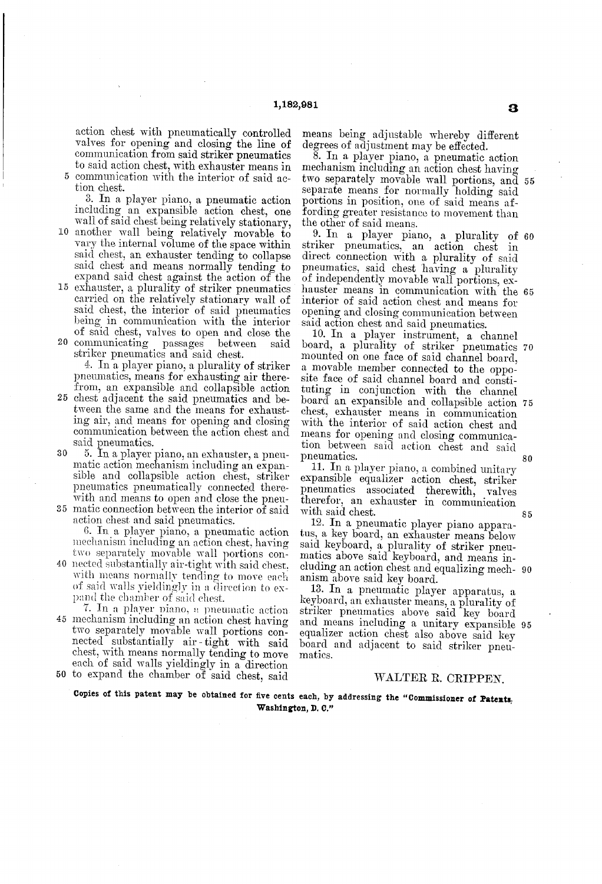action chest with pneumatically controlled valves for opening and closing the line of communication from said striker pneumatics to said action chest, with exhauster means in communication with the interior of said action chest.

3. In a player piano, a pneumatic action including an expansible action chest, one wall of said chest being relatively stationary, another wall being relatively movable to vary the internal volume of the space within said chest, an exhauster tending to collapse said chest and means normally tending to expand said chest against the action of the exhauster, a plurality of striker pneumatics carried on the relatively stationary wall of said chest, the interior of said pneumatics being in communication with the interior of said chest, valves to open and close the communicating passages between said striker pneumatics and said chest.

4. In a player piano, a plurality of striker pneumatics, means for exhausting air therefrom, an expansible and collapsible action chest adjacent the said pneumatics and between the same and the means for exhausting air, and means for opening and closing communication between the action chest and said pneumatics.

5. In a player piano, an exhauster, a pneumatic action mechanism including an expansible and collapsible action chest, striker pneumatics pneumatically connected therewith and means to open and close the pneumatic connection between the interior of said action chest and said pneumatics.

6. In a player piano, a pneumatic action mechanism including an action chest, having two separately movable wall portions connected substantially air-tight with said chest, with means normally tending to move each of said walls yieldingly in a direction to expand the chamber of said chest.

7. In a player piano, a pneumatic action mechanism including an action chest having two separately movable wall portions connected substantially air-tight with said chest, with means normally tending to move each of said walls yieldingly in a direction to expand the chamber of said chest, said means being adjustable whereby different degrees of adjustment may be effected.

8. In a player piano, a pneumatic action mechanism including an action chest having two separately movable wall portions, and separate means for normally holding said portions in position, one of said means affording greater resistance to movement than the other of said means.

9. In a player piano, a plurality of striker pneumatics, an action chest in direct connection with a plurality of said pneumatics, said chest having a plurality of independently movable wall portions, exhauster means in communication with the interior of said action chest and means for opening and closing communication between said action chest and said pneumatics.

10. In a player instrument, a channel board, a plurality of striker pneumatics mounted on one face of said channel board, a movable member connected to the opposite face of said channel board and constituting in conjunction with the channel board an expansible and collapsible action chest, exhauster means in communication with the interior of said action chest and means for opening and closing communication between said action chest and said pneumatics.

11. In a player piano, a combined unitary expansible equalizer action chest, striker pneumatics associated therewith, valves therefor, an exhauster in communication with said chest.

12. In a pneumatic player piano apparatus, a key board, an exhauster means below said keyboard, a plurality of striker pneumatics above said keyboard, and means including an action chest and equalizing mechanism above said key board.

13. In a pneumatic player apparatus, a keyboard, an exhauster means, a plurality of striker pneumatics above said key board and means including a unitary expansible equalizer action chest also above said key board and adjacent to said striker pneumatics.

WALTER R. CRIPPEN.

**Copies of this patent may be obtained for five cents each, by addressing the "Commissioner of Patents, Washington, D. C."**